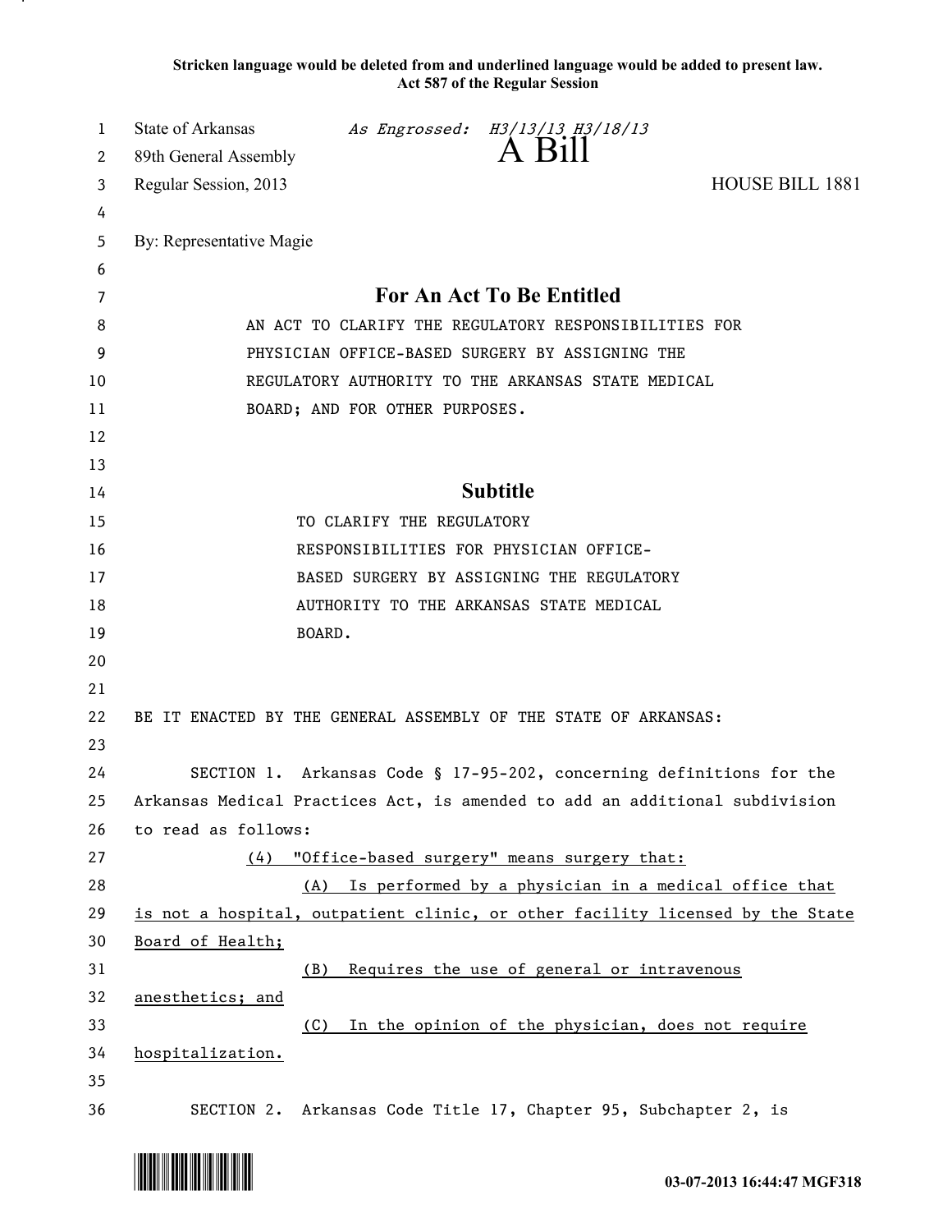**Stricken language would be deleted from and underlined language would be added to present law.**
**Act 587 of the Regular Session**

State of Arkansas *As Engrossed: H3/13/13 H3/18/13*
89th General Assembly
# A Bill
Regular Session, 2013 HOUSE BILL 1881

By: Representative Magie

## For An Act To Be Entitled

AN ACT TO CLARIFY THE REGULATORY RESPONSIBILITIES FOR PHYSICIAN OFFICE-BASED SURGERY BY ASSIGNING THE REGULATORY AUTHORITY TO THE ARKANSAS STATE MEDICAL BOARD; AND FOR OTHER PURPOSES.

## Subtitle

TO CLARIFY THE REGULATORY RESPONSIBILITIES FOR PHYSICIAN OFFICE-BASED SURGERY BY ASSIGNING THE REGULATORY AUTHORITY TO THE ARKANSAS STATE MEDICAL BOARD.

BE IT ENACTED BY THE GENERAL ASSEMBLY OF THE STATE OF ARKANSAS:

SECTION 1. Arkansas Code § 17-95-202, concerning definitions for the Arkansas Medical Practices Act, is amended to add an additional subdivision to read as follows:

<u>(4) "Office-based surgery" means surgery that:</u>

<u>(A) Is performed by a physician in a medical office that is not a hospital, outpatient clinic, or other facility licensed by the State Board of Health;</u>

<u>(B) Requires the use of general or intravenous anesthetics; and</u>

<u>(C) In the opinion of the physician, does not require hospitalization.</u>

SECTION 2. Arkansas Code Title 17, Chapter 95, Subchapter 2, is

03-07-2013 16:44:47 MGF318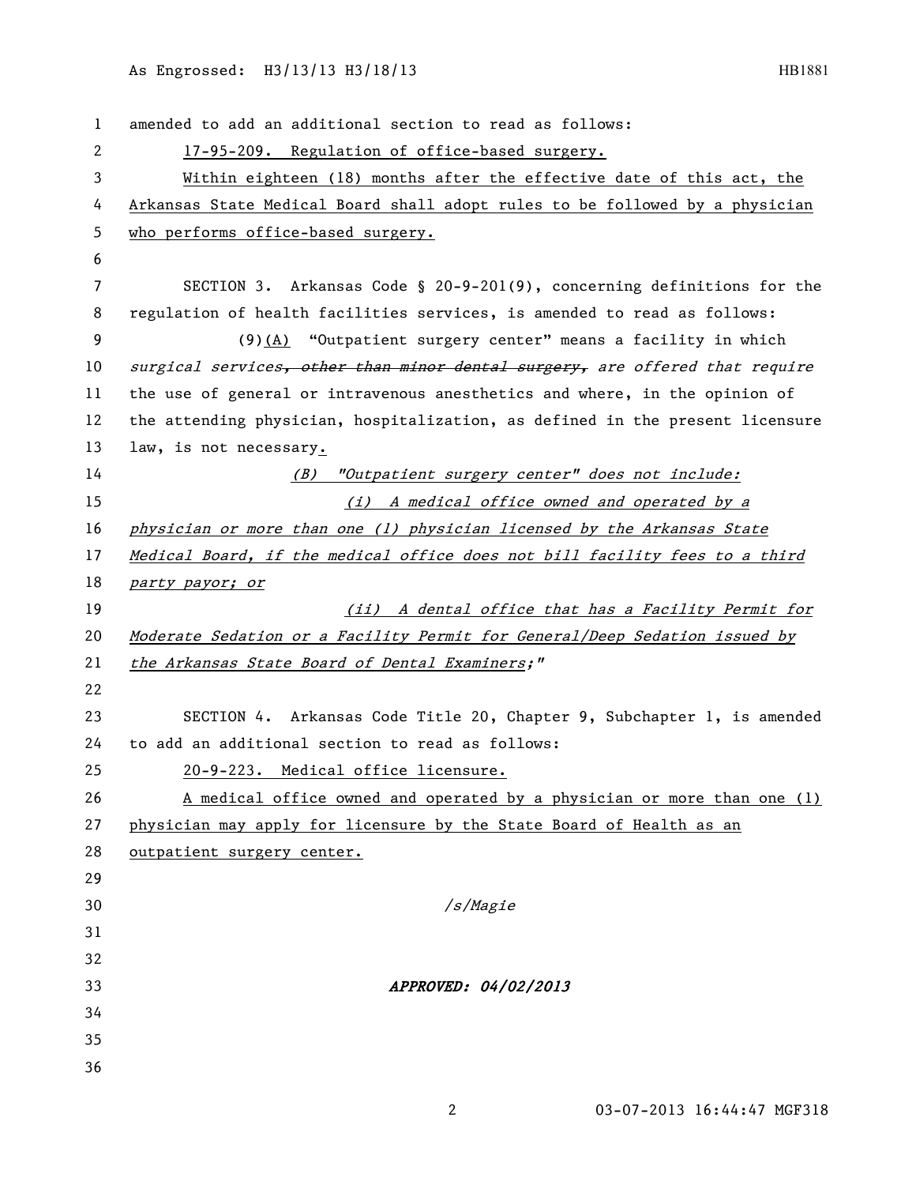amended to add an additional section to read as follows:

17-95-209. Regulation of office-based surgery.

Within eighteen (18) months after the effective date of this act, the Arkansas State Medical Board shall adopt rules to be followed by a physician who performs office-based surgery.

SECTION 3. Arkansas Code § 20-9-201(9), concerning definitions for the regulation of health facilities services, is amended to read as follows:

(9)(A) "Outpatient surgery center" means a facility in which *surgical services~~, other than minor dental surgery,~~ are offered that require* the use of general or intravenous anesthetics and where, in the opinion of the attending physician, hospitalization, as defined in the present licensure law, is not necessary.

*(B) "Outpatient surgery center" does not include:*

*(i) A medical office owned and operated by a physician or more than one (1) physician licensed by the Arkansas State Medical Board, if the medical office does not bill facility fees to a third party payor; or*

*(ii) A dental office that has a Facility Permit for Moderate Sedation or a Facility Permit for General/Deep Sedation issued by the Arkansas State Board of Dental Examiners;"*

SECTION 4. Arkansas Code Title 20, Chapter 9, Subchapter 1, is amended to add an additional section to read as follows:

20-9-223. Medical office licensure.

A medical office owned and operated by a physician or more than one (1) physician may apply for licensure by the State Board of Health as an outpatient surgery center.

*/s/Magie*

***APPROVED: 04/02/2013***